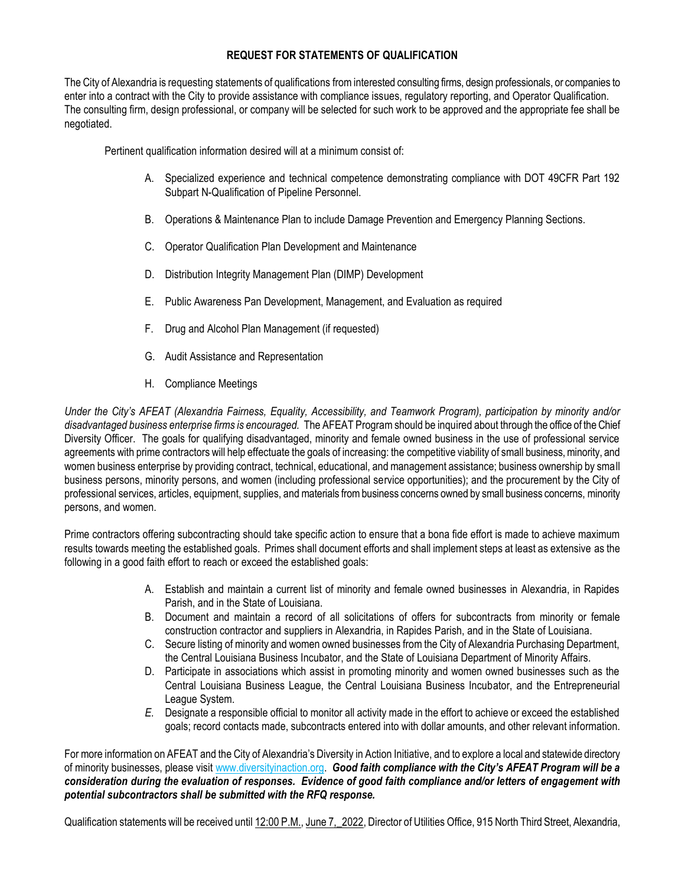**REQUEST FOR STATEMENTS OF QUALIFICATION**

The City of Alexandria is requesting statements of qualifications from interested consulting firms, design professionals, or companies to enter into a contract with the City to provide assistance with compliance issues, regulatory reporting, and Operator Qualification. The consulting firm, design professional, or company will be selected for such work to be approved and the appropriate fee shall be negotiated.

Pertinent qualification information desired will at a minimum consist of:

A. Specialized experience and technical competence demonstrating compliance with DOT 49CFR Part 192 Subpart N-Qualification of Pipeline Personnel.

B. Operations & Maintenance Plan to include Damage Prevention and Emergency Planning Sections.

C. Operator Qualification Plan Development and Maintenance

D. Distribution Integrity Management Plan (DIMP) Development

E. Public Awareness Pan Development, Management, and Evaluation as required

F. Drug and Alcohol Plan Management (if requested)

G. Audit Assistance and Representation

H. Compliance Meetings

*Under the City's AFEAT (Alexandria Fairness, Equality, Accessibility, and Teamwork Program), participation by minority and/or disadvantaged business enterprise firms is encouraged.* The AFEAT Program should be inquired about through the office of the Chief Diversity Officer. The goals for qualifying disadvantaged, minority and female owned business in the use of professional service agreements with prime contractors will help effectuate the goals of increasing: the competitive viability of small business, minority, and women business enterprise by providing contract, technical, educational, and management assistance; business ownership by small business persons, minority persons, and women (including professional service opportunities); and the procurement by the City of professional services, articles, equipment, supplies, and materials from business concerns owned by small business concerns, minority persons, and women.

Prime contractors offering subcontracting should take specific action to ensure that a bona fide effort is made to achieve maximum results towards meeting the established goals. Primes shall document efforts and shall implement steps at least as extensive as the following in a good faith effort to reach or exceed the established goals:

A. Establish and maintain a current list of minority and female owned businesses in Alexandria, in Rapides Parish, and in the State of Louisiana.
B. Document and maintain a record of all solicitations of offers for subcontracts from minority or female construction contractor and suppliers in Alexandria, in Rapides Parish, and in the State of Louisiana.
C. Secure listing of minority and women owned businesses from the City of Alexandria Purchasing Department, the Central Louisiana Business Incubator, and the State of Louisiana Department of Minority Affairs.
D. Participate in associations which assist in promoting minority and women owned businesses such as the Central Louisiana Business League, the Central Louisiana Business Incubator, and the Entrepreneurial League System.
*E.* Designate a responsible official to monitor all activity made in the effort to achieve or exceed the established goals; record contacts made, subcontracts entered into with dollar amounts, and other relevant information.

For more information on AFEAT and the City of Alexandria's Diversity in Action Initiative, and to explore a local and statewide directory of minority businesses, please visit www.diversityinaction.org. ***Good faith compliance with the City's AFEAT Program will be a consideration during the evaluation of responses. Evidence of good faith compliance and/or letters of engagement with potential subcontractors shall be submitted with the RFQ response.***

Qualification statements will be received until 12:00 P.M., June 7, 2022, Director of Utilities Office, 915 North Third Street, Alexandria,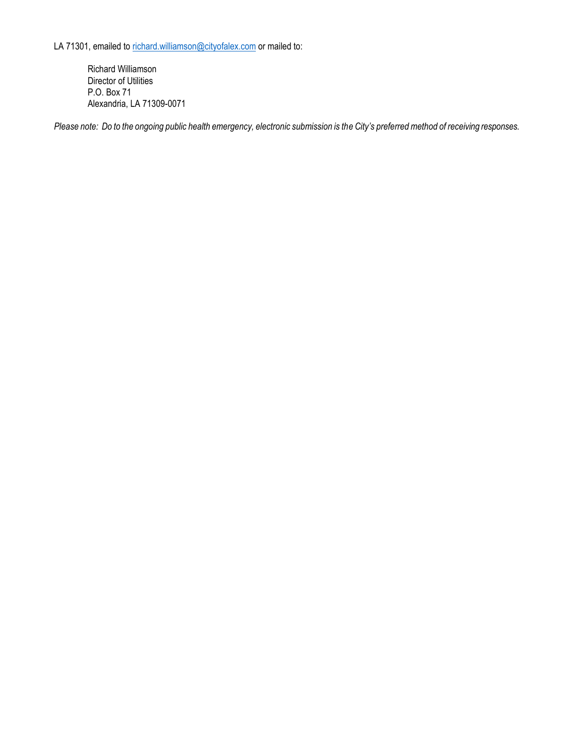LA 71301, emailed to richard.williamson@cityofalex.com or mailed to:

Richard Williamson
Director of Utilities
P.O. Box 71
Alexandria, LA 71309-0071

*Please note: Do to the ongoing public health emergency, electronic submission is the City's preferred method of receiving responses.*